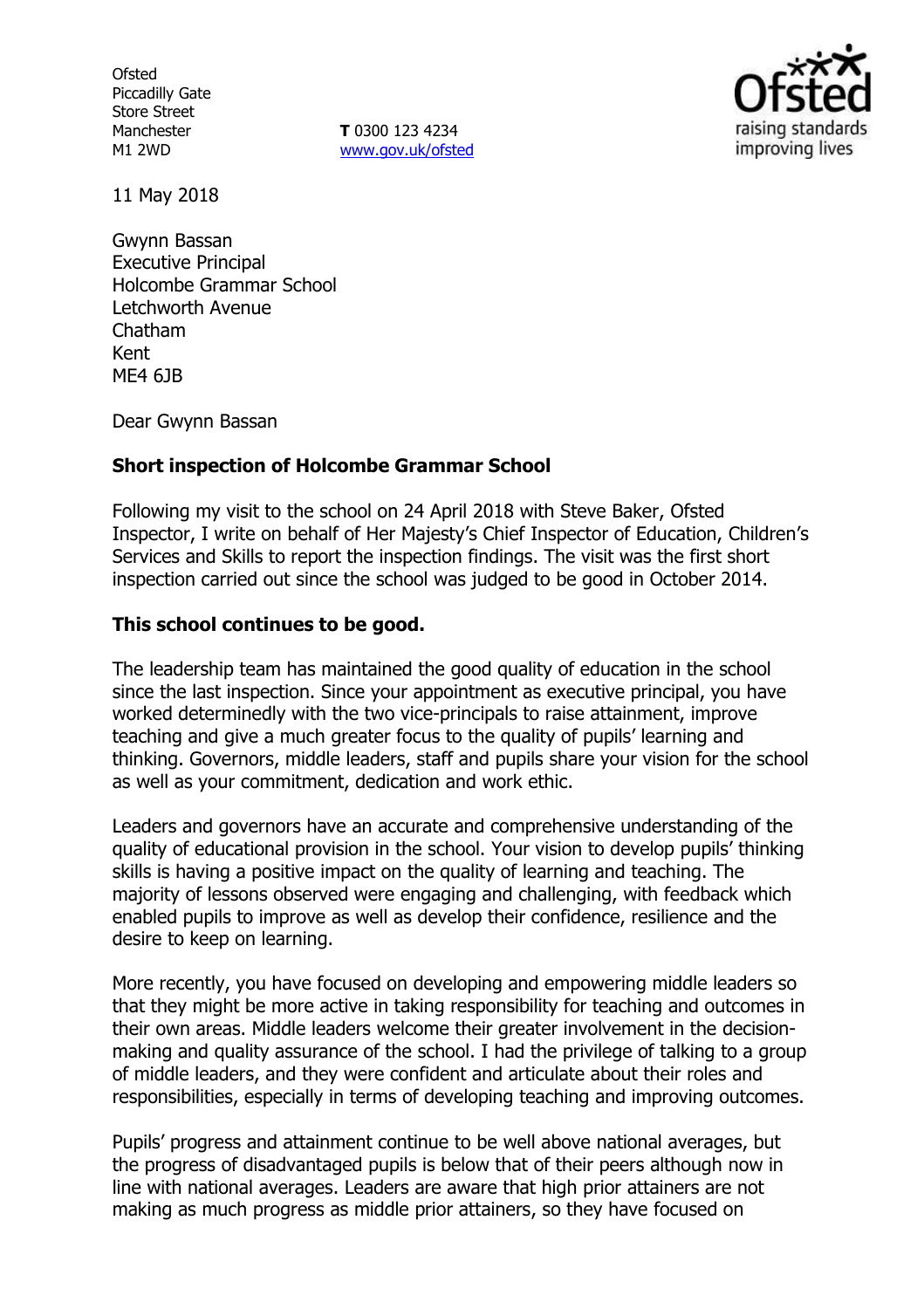Ofsted
Piccadilly Gate
Store Street
Manchester
M1 2WD

**T** 0300 123 4234
www.gov.uk/ofsted

11 May 2018

Gwynn Bassan
Executive Principal
Holcombe Grammar School
Letchworth Avenue
Chatham
Kent
ME4 6JB

Dear Gwynn Bassan

**Short inspection of Holcombe Grammar School**

Following my visit to the school on 24 April 2018 with Steve Baker, Ofsted Inspector, I write on behalf of Her Majesty's Chief Inspector of Education, Children's Services and Skills to report the inspection findings. The visit was the first short inspection carried out since the school was judged to be good in October 2014.

**This school continues to be good.**

The leadership team has maintained the good quality of education in the school since the last inspection. Since your appointment as executive principal, you have worked determinedly with the two vice-principals to raise attainment, improve teaching and give a much greater focus to the quality of pupils' learning and thinking. Governors, middle leaders, staff and pupils share your vision for the school as well as your commitment, dedication and work ethic.

Leaders and governors have an accurate and comprehensive understanding of the quality of educational provision in the school. Your vision to develop pupils' thinking skills is having a positive impact on the quality of learning and teaching. The majority of lessons observed were engaging and challenging, with feedback which enabled pupils to improve as well as develop their confidence, resilience and the desire to keep on learning.

More recently, you have focused on developing and empowering middle leaders so that they might be more active in taking responsibility for teaching and outcomes in their own areas. Middle leaders welcome their greater involvement in the decision-making and quality assurance of the school. I had the privilege of talking to a group of middle leaders, and they were confident and articulate about their roles and responsibilities, especially in terms of developing teaching and improving outcomes.

Pupils' progress and attainment continue to be well above national averages, but the progress of disadvantaged pupils is below that of their peers although now in line with national averages. Leaders are aware that high prior attainers are not making as much progress as middle prior attainers, so they have focused on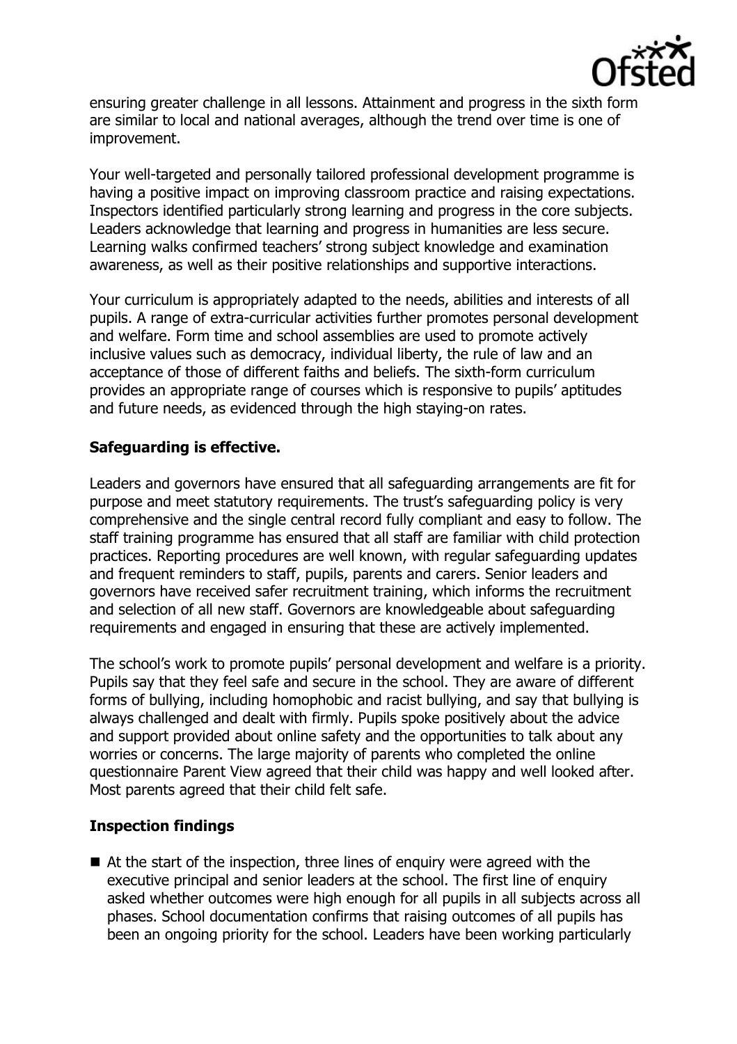ensuring greater challenge in all lessons. Attainment and progress in the sixth form are similar to local and national averages, although the trend over time is one of improvement.

Your well-targeted and personally tailored professional development programme is having a positive impact on improving classroom practice and raising expectations. Inspectors identified particularly strong learning and progress in the core subjects. Leaders acknowledge that learning and progress in humanities are less secure. Learning walks confirmed teachers' strong subject knowledge and examination awareness, as well as their positive relationships and supportive interactions.

Your curriculum is appropriately adapted to the needs, abilities and interests of all pupils. A range of extra-curricular activities further promotes personal development and welfare. Form time and school assemblies are used to promote actively inclusive values such as democracy, individual liberty, the rule of law and an acceptance of those of different faiths and beliefs. The sixth-form curriculum provides an appropriate range of courses which is responsive to pupils' aptitudes and future needs, as evidenced through the high staying-on rates.

## Safeguarding is effective.

Leaders and governors have ensured that all safeguarding arrangements are fit for purpose and meet statutory requirements. The trust's safeguarding policy is very comprehensive and the single central record fully compliant and easy to follow. The staff training programme has ensured that all staff are familiar with child protection practices. Reporting procedures are well known, with regular safeguarding updates and frequent reminders to staff, pupils, parents and carers. Senior leaders and governors have received safer recruitment training, which informs the recruitment and selection of all new staff. Governors are knowledgeable about safeguarding requirements and engaged in ensuring that these are actively implemented.

The school's work to promote pupils' personal development and welfare is a priority. Pupils say that they feel safe and secure in the school. They are aware of different forms of bullying, including homophobic and racist bullying, and say that bullying is always challenged and dealt with firmly. Pupils spoke positively about the advice and support provided about online safety and the opportunities to talk about any worries or concerns. The large majority of parents who completed the online questionnaire Parent View agreed that their child was happy and well looked after. Most parents agreed that their child felt safe.

## Inspection findings

- At the start of the inspection, three lines of enquiry were agreed with the executive principal and senior leaders at the school. The first line of enquiry asked whether outcomes were high enough for all pupils in all subjects across all phases. School documentation confirms that raising outcomes of all pupils has been an ongoing priority for the school. Leaders have been working particularly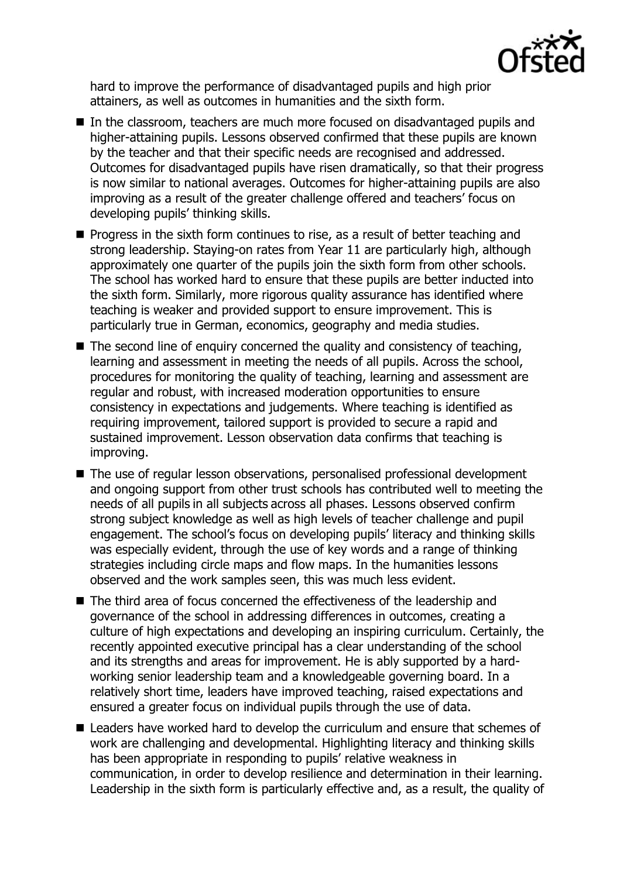hard to improve the performance of disadvantaged pupils and high prior attainers, as well as outcomes in humanities and the sixth form.

- In the classroom, teachers are much more focused on disadvantaged pupils and higher-attaining pupils. Lessons observed confirmed that these pupils are known by the teacher and that their specific needs are recognised and addressed. Outcomes for disadvantaged pupils have risen dramatically, so that their progress is now similar to national averages. Outcomes for higher-attaining pupils are also improving as a result of the greater challenge offered and teachers' focus on developing pupils' thinking skills.
- Progress in the sixth form continues to rise, as a result of better teaching and strong leadership. Staying-on rates from Year 11 are particularly high, although approximately one quarter of the pupils join the sixth form from other schools. The school has worked hard to ensure that these pupils are better inducted into the sixth form. Similarly, more rigorous quality assurance has identified where teaching is weaker and provided support to ensure improvement. This is particularly true in German, economics, geography and media studies.
- The second line of enquiry concerned the quality and consistency of teaching, learning and assessment in meeting the needs of all pupils. Across the school, procedures for monitoring the quality of teaching, learning and assessment are regular and robust, with increased moderation opportunities to ensure consistency in expectations and judgements. Where teaching is identified as requiring improvement, tailored support is provided to secure a rapid and sustained improvement. Lesson observation data confirms that teaching is improving.
- The use of regular lesson observations, personalised professional development and ongoing support from other trust schools has contributed well to meeting the needs of all pupils in all subjects across all phases. Lessons observed confirm strong subject knowledge as well as high levels of teacher challenge and pupil engagement. The school's focus on developing pupils' literacy and thinking skills was especially evident, through the use of key words and a range of thinking strategies including circle maps and flow maps. In the humanities lessons observed and the work samples seen, this was much less evident.
- The third area of focus concerned the effectiveness of the leadership and governance of the school in addressing differences in outcomes, creating a culture of high expectations and developing an inspiring curriculum. Certainly, the recently appointed executive principal has a clear understanding of the school and its strengths and areas for improvement. He is ably supported by a hard-working senior leadership team and a knowledgeable governing board. In a relatively short time, leaders have improved teaching, raised expectations and ensured a greater focus on individual pupils through the use of data.
- Leaders have worked hard to develop the curriculum and ensure that schemes of work are challenging and developmental. Highlighting literacy and thinking skills has been appropriate in responding to pupils' relative weakness in communication, in order to develop resilience and determination in their learning. Leadership in the sixth form is particularly effective and, as a result, the quality of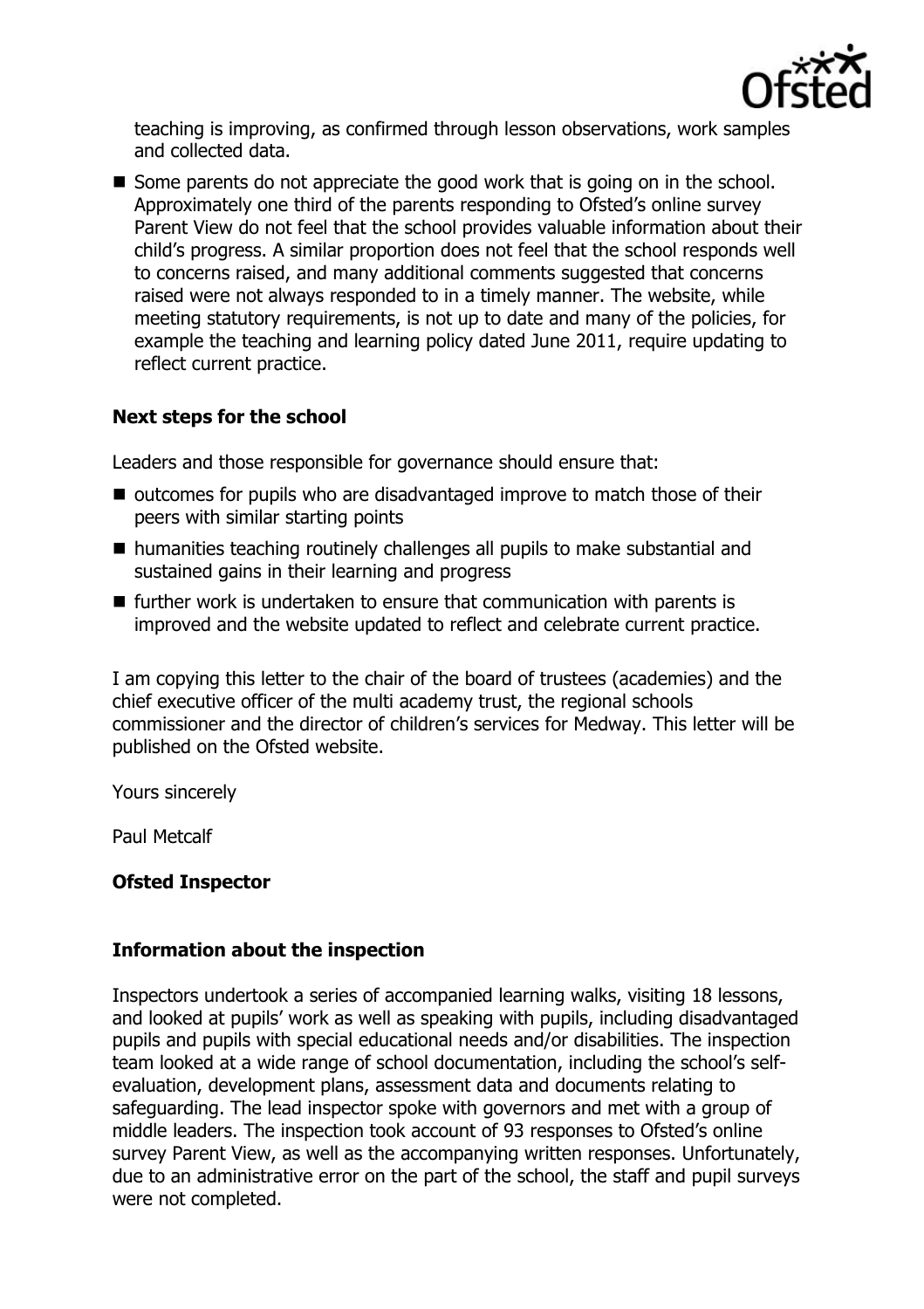teaching is improving, as confirmed through lesson observations, work samples and collected data.

- Some parents do not appreciate the good work that is going on in the school. Approximately one third of the parents responding to Ofsted's online survey Parent View do not feel that the school provides valuable information about their child's progress. A similar proportion does not feel that the school responds well to concerns raised, and many additional comments suggested that concerns raised were not always responded to in a timely manner. The website, while meeting statutory requirements, is not up to date and many of the policies, for example the teaching and learning policy dated June 2011, require updating to reflect current practice.

## Next steps for the school

Leaders and those responsible for governance should ensure that:

- outcomes for pupils who are disadvantaged improve to match those of their peers with similar starting points
- humanities teaching routinely challenges all pupils to make substantial and sustained gains in their learning and progress
- further work is undertaken to ensure that communication with parents is improved and the website updated to reflect and celebrate current practice.

I am copying this letter to the chair of the board of trustees (academies) and the chief executive officer of the multi academy trust, the regional schools commissioner and the director of children's services for Medway. This letter will be published on the Ofsted website.

Yours sincerely

Paul Metcalf

**Ofsted Inspector**

## Information about the inspection

Inspectors undertook a series of accompanied learning walks, visiting 18 lessons, and looked at pupils' work as well as speaking with pupils, including disadvantaged pupils and pupils with special educational needs and/or disabilities. The inspection team looked at a wide range of school documentation, including the school's self-evaluation, development plans, assessment data and documents relating to safeguarding. The lead inspector spoke with governors and met with a group of middle leaders. The inspection took account of 93 responses to Ofsted's online survey Parent View, as well as the accompanying written responses. Unfortunately, due to an administrative error on the part of the school, the staff and pupil surveys were not completed.